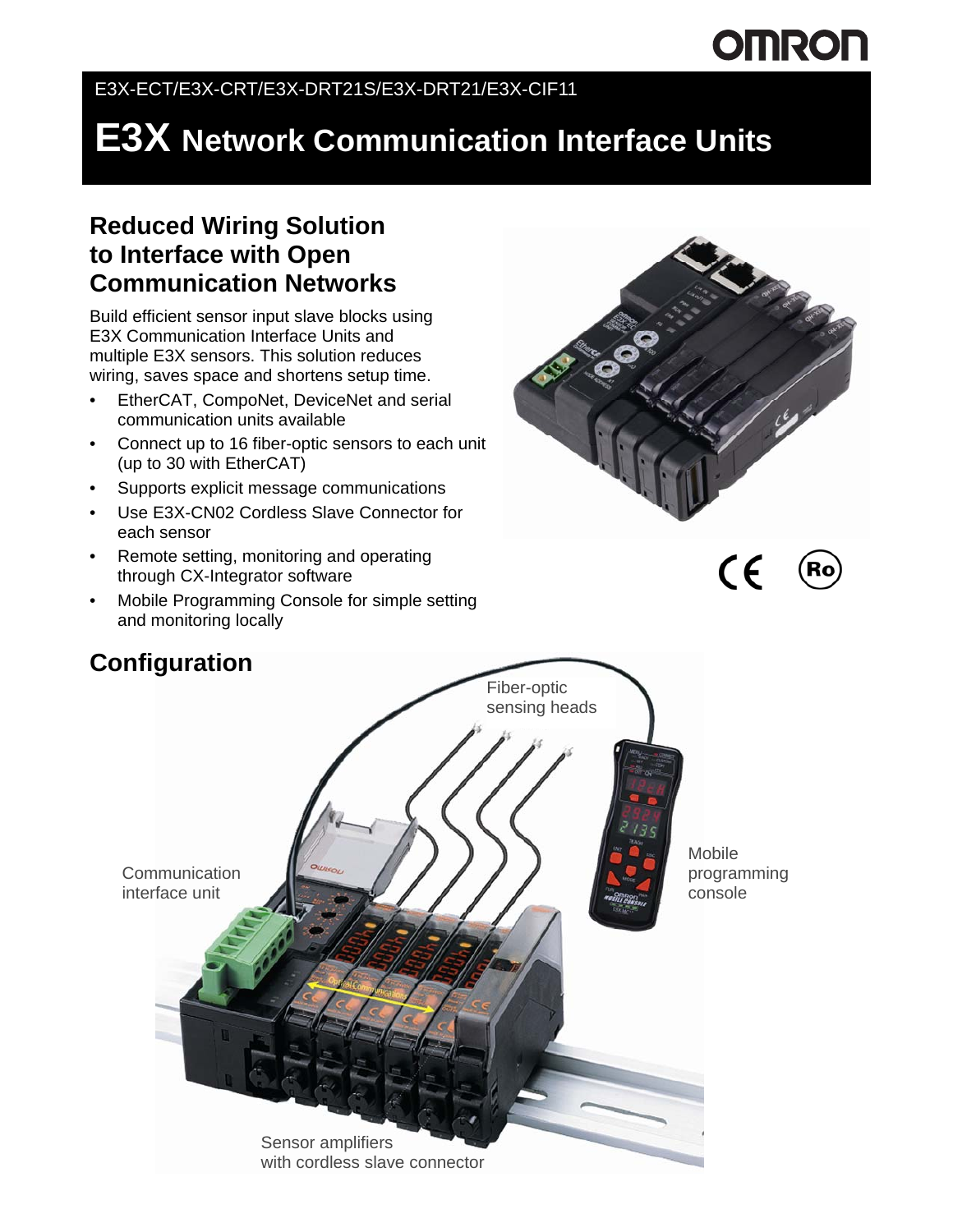E3X-ECT/E3X-CRT/E3X-DRT21S/E3X-DRT21/E3X-CIF11

# E3X Network Communication Interface Units

## Reduced Wiring Solution to Interface with Open Communication Networks

Build efficient sensor input slave blocks using E3X Communication Interface Units and multiple E3X sensors. This solution reduces wiring, saves space and shortens setup time.

- EtherCAT, CompoNet, DeviceNet and serial communication units available
- Connect up to 16 fiber-optic sensors to each unit (up to 30 with EtherCAT)
- Supports explicit message communications
- Use E3X-CN02 Cordless Slave Connector for each sensor
- Remote setting, monitoring and operating through CX-Integrator software
- Mobile Programming Console for simple setting and monitoring locally

## Configuration

Fiber-optic sensing heads

Communication interface unit

Mobile programming console

Sensor amplifiers with cordless slave connector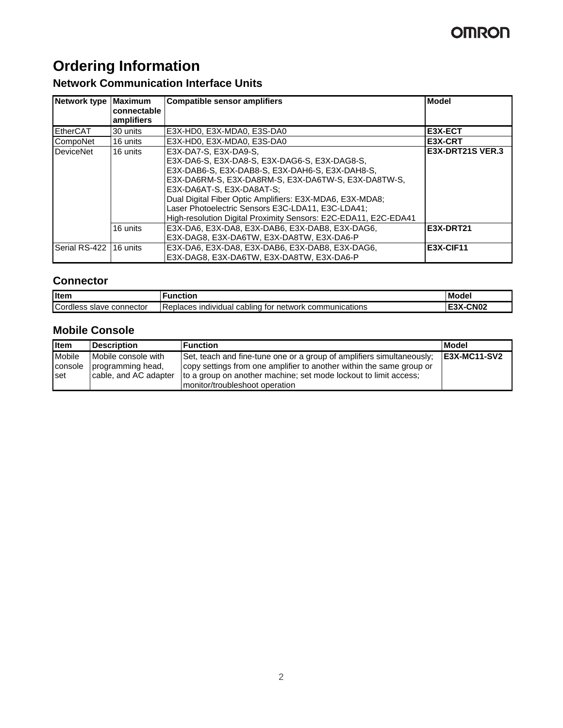# Ordering Information

## Network Communication Interface Units

| Network type | Maximum connectable amplifiers | Compatible sensor amplifiers | Model |
|---|---|---|---|
| EtherCAT | 30 units | E3X-HD0, E3X-MDA0, E3S-DA0 | **E3X-ECT** |
| CompoNet | 16 units | E3X-HD0, E3X-MDA0, E3S-DA0 | **E3X-CRT** |
| DeviceNet | 16 units | E3X-DA7-S, E3X-DA9-S, E3X-DA6-S, E3X-DA8-S, E3X-DAG6-S, E3X-DAG8-S, E3X-DAB6-S, E3X-DAB8-S, E3X-DAH6-S, E3X-DAH8-S, E3X-DA6RM-S, E3X-DA8RM-S, E3X-DA6TW-S, E3X-DA8TW-S, E3X-DA6AT-S, E3X-DA8AT-S; Dual Digital Fiber Optic Amplifiers: E3X-MDA6, E3X-MDA8; Laser Photoelectric Sensors E3C-LDA11, E3C-LDA41; High-resolution Digital Proximity Sensors: E2C-EDA11, E2C-EDA41 | **E3X-DRT21S VER.3** |
| | 16 units | E3X-DA6, E3X-DA8, E3X-DAB6, E3X-DAB8, E3X-DAG6, E3X-DAG8, E3X-DA6TW, E3X-DA8TW, E3X-DA6-P | **E3X-DRT21** |
| Serial RS-422 | 16 units | E3X-DA6, E3X-DA8, E3X-DAB6, E3X-DAB8, E3X-DAG6, E3X-DAG8, E3X-DA6TW, E3X-DA8TW, E3X-DA6-P | **E3X-CIF11** |

## Connector

| Item | Function | Model |
|---|---|---|
| Cordless slave connector | Replaces individual cabling for network communications | **E3X-CN02** |

## Mobile Console

| Item | Description | Function | Model |
|---|---|---|---|
| Mobile console set | Mobile console with programming head, cable, and AC adapter | Set, teach and fine-tune one or a group of amplifiers simultaneously; copy settings from one amplifier to another within the same group or to a group on another machine; set mode lockout to limit access; monitor/troubleshoot operation | **E3X-MC11-SV2** |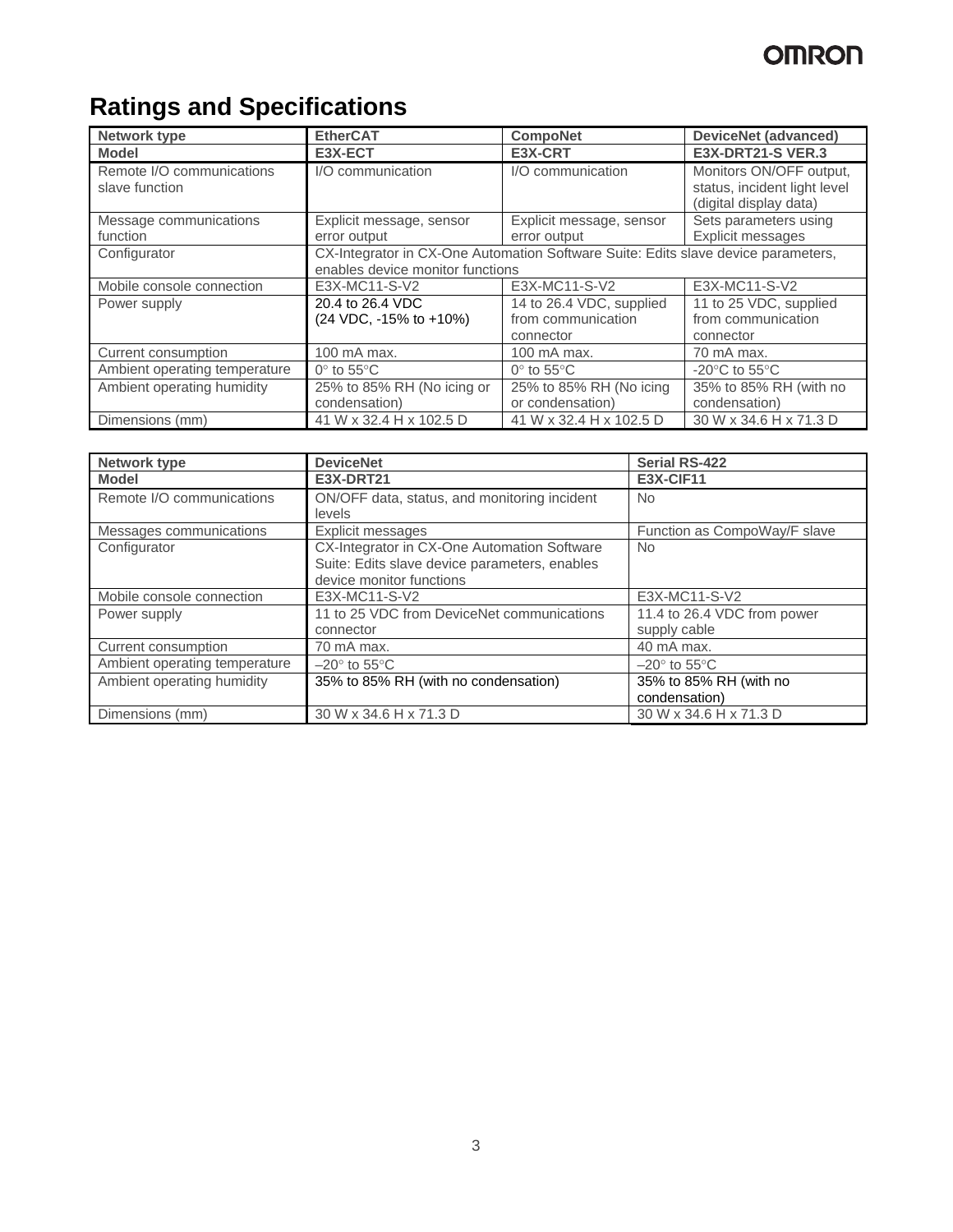# Ratings and Specifications

| Network type | EtherCAT | CompoNet | DeviceNet (advanced) |
|---|---|---|---|
| **Model** | **E3X-ECT** | **E3X-CRT** | **E3X-DRT21-S VER.3** |
| Remote I/O communications slave function | I/O communication | I/O communication | Monitors ON/OFF output, status, incident light level (digital display data) |
| Message communications function | Explicit message, sensor error output | Explicit message, sensor error output | Sets parameters using Explicit messages |
| Configurator | CX-Integrator in CX-One Automation Software Suite: Edits slave device parameters, enables device monitor functions | | |
| Mobile console connection | E3X-MC11-S-V2 | E3X-MC11-S-V2 | E3X-MC11-S-V2 |
| Power supply | 20.4 to 26.4 VDC (24 VDC, -15% to +10%) | 14 to 26.4 VDC, supplied from communication connector | 11 to 25 VDC, supplied from communication connector |
| Current consumption | 100 mA max. | 100 mA max. | 70 mA max. |
| Ambient operating temperature | 0° to 55°C | 0° to 55°C | -20°C to 55°C |
| Ambient operating humidity | 25% to 85% RH (No icing or condensation) | 25% to 85% RH (No icing or condensation) | 35% to 85% RH (with no condensation) |
| Dimensions (mm) | 41 W x 32.4 H x 102.5 D | 41 W x 32.4 H x 102.5 D | 30 W x 34.6 H x 71.3 D |

| Network type | DeviceNet | Serial RS-422 |
|---|---|---|
| **Model** | **E3X-DRT21** | **E3X-CIF11** |
| Remote I/O communications | ON/OFF data, status, and monitoring incident levels | No |
| Messages communications | Explicit messages | Function as CompoWay/F slave |
| Configurator | CX-Integrator in CX-One Automation Software Suite: Edits slave device parameters, enables device monitor functions | No |
| Mobile console connection | E3X-MC11-S-V2 | E3X-MC11-S-V2 |
| Power supply | 11 to 25 VDC from DeviceNet communications connector | 11.4 to 26.4 VDC from power supply cable |
| Current consumption | 70 mA max. | 40 mA max. |
| Ambient operating temperature | –20° to 55°C | –20° to 55°C |
| Ambient operating humidity | 35% to 85% RH (with no condensation) | 35% to 85% RH (with no condensation) |
| Dimensions (mm) | 30 W x 34.6 H x 71.3 D | 30 W x 34.6 H x 71.3 D |